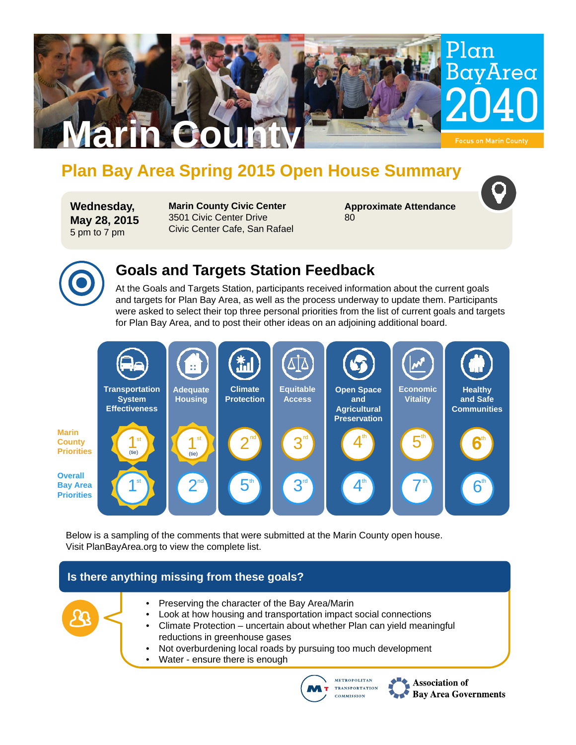# Marin County

**Plan Bay Area 2040**

Focus on Marin County

## Plan Bay Area Spring 2015 Open House Summary

**Wednesday, May 28, 2015**
5 pm to 7 pm

**Marin County Civic Center**
3501 Civic Center Drive
Civic Center Cafe, San Rafael

**Approximate Attendance**
80

## Goals and Targets Station Feedback

At the Goals and Targets Station, participants received information about the current goals and targets for Plan Bay Area, as well as the process underway to update them. Participants were asked to select their top three personal priorities from the list of current goals and targets for Plan Bay Area, and to post their other ideas on an adjoining additional board.

| | Transportation System Effectiveness | Adequate Housing | Climate Protection | Equitable Access | Open Space and Agricultural Preservation | Economic Vitality | Healthy and Safe Communities |
|---|---|---|---|---|---|---|---|
| Marin County Priorities | 1st (tie) | 1st (tie) | 2nd | 3rd | 4th | 5th | 6th |
| Overall Bay Area Priorities | 1st | 2nd | 5th | 3rd | 4th | 7th | 6th |

Below is a sampling of the comments that were submitted at the Marin County open house. Visit PlanBayArea.org to view the complete list.

### Is there anything missing from these goals?

- Preserving the character of the Bay Area/Marin
- Look at how housing and transportation impact social connections
- Climate Protection – uncertain about whether Plan can yield meaningful reductions in greenhouse gases
- Not overburdening local roads by pursuing too much development
- Water - ensure there is enough

Metropolitan Transportation Commission | Association of Bay Area Governments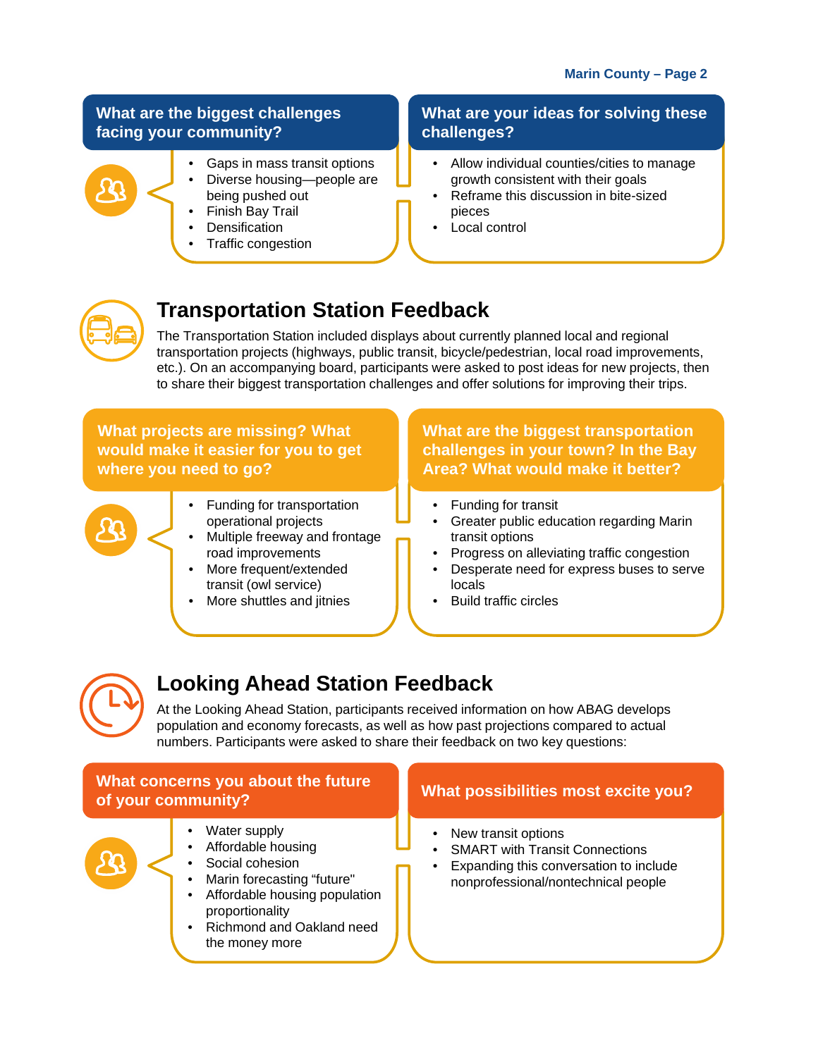### What are the biggest challenges facing your community?

- Gaps in mass transit options
- Diverse housing—people are being pushed out
- Finish Bay Trail
- Densification
- Traffic congestion

### What are your ideas for solving these challenges?

- Allow individual counties/cities to manage growth consistent with their goals
- Reframe this discussion in bite-sized pieces
- Local control

## Transportation Station Feedback

The Transportation Station included displays about currently planned local and regional transportation projects (highways, public transit, bicycle/pedestrian, local road improvements, etc.). On an accompanying board, participants were asked to post ideas for new projects, then to share their biggest transportation challenges and offer solutions for improving their trips.

### What projects are missing? What would make it easier for you to get where you need to go?

- Funding for transportation operational projects
- Multiple freeway and frontage road improvements
- More frequent/extended transit (owl service)
- More shuttles and jitnies

### What are the biggest transportation challenges in your town? In the Bay Area? What would make it better?

- Funding for transit
- Greater public education regarding Marin transit options
- Progress on alleviating traffic congestion
- Desperate need for express buses to serve locals
- Build traffic circles

## Looking Ahead Station Feedback

At the Looking Ahead Station, participants received information on how ABAG develops population and economy forecasts, as well as how past projections compared to actual numbers. Participants were asked to share their feedback on two key questions:

### What concerns you about the future of your community?

- Water supply
- Affordable housing
- Social cohesion
- Marin forecasting "future"
- Affordable housing population proportionality
- Richmond and Oakland need the money more

### What possibilities most excite you?

- New transit options
- SMART with Transit Connections
- Expanding this conversation to include nonprofessional/nontechnical people